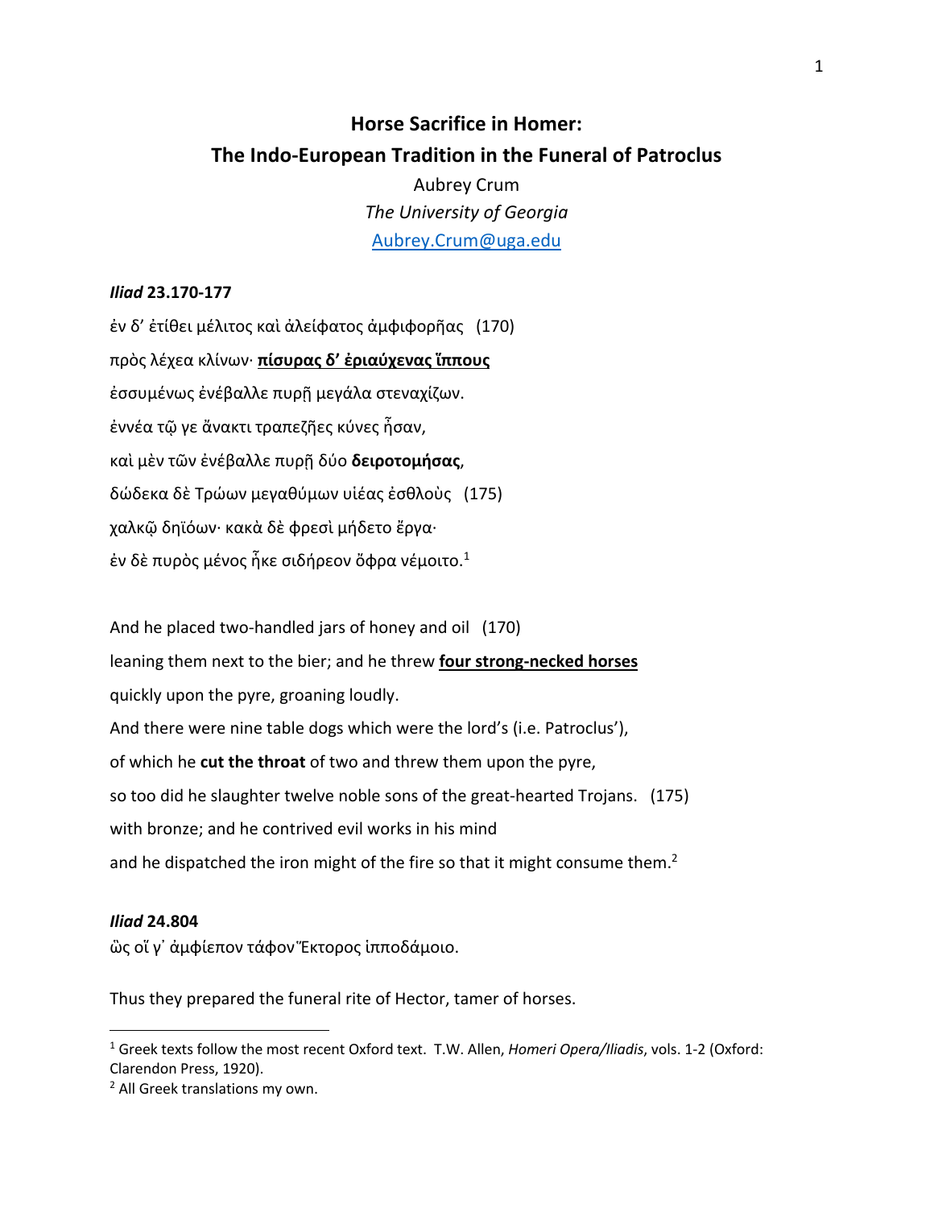# Horse Sacrifice in Homer:
# The Indo-European Tradition in the Funeral of Patroclus

Aubrey Crum
*The University of Georgia*
Aubrey.Crum@uga.edu

### *Iliad* 23.170-177

ἐν δ' ἐτίθει μέλιτος καὶ ἀλείφατος ἀμφιφορῆας   (170)
πρὸς λέχεα κλίνων· **<u>πίσυρας δ' ἐριαύχενας ἵππους</u>**
ἐσσυμένως ἐνέβαλλε πυρῇ μεγάλα στεναχίζων.
ἐννέα τῷ γε ἄνακτι τραπεζῆες κύνες ἦσαν,
καὶ μὲν τῶν ἐνέβαλλε πυρῇ δύο **δειροτομήσας**,
δώδεκα δὲ Τρώων μεγαθύμων υἱέας ἐσθλοὺς   (175)
χαλκῷ δηϊόων· κακὰ δὲ φρεσὶ μήδετο ἔργα·
ἐν δὲ πυρὸς μένος ἧκε σιδήρεον ὄφρα νέμοιτο.[1]

And he placed two-handled jars of honey and oil   (170)
leaning them next to the bier; and he threw **<u>four strong-necked horses</u>**
quickly upon the pyre, groaning loudly.
And there were nine table dogs which were the lord's (i.e. Patroclus'),
of which he **cut the throat** of two and threw them upon the pyre,
so too did he slaughter twelve noble sons of the great-hearted Trojans.   (175)
with bronze; and he contrived evil works in his mind
and he dispatched the iron might of the fire so that it might consume them.[2]

### *Iliad* 24.804

ὣς οἵ γ' ἀμφίεπον τάφον Ἕκτορος ἱπποδάμοιο.

Thus they prepared the funeral rite of Hector, tamer of horses.

---

[1] Greek texts follow the most recent Oxford text. T.W. Allen, *Homeri Opera/Iliadis*, vols. 1-2 (Oxford: Clarendon Press, 1920).
[2] All Greek translations my own.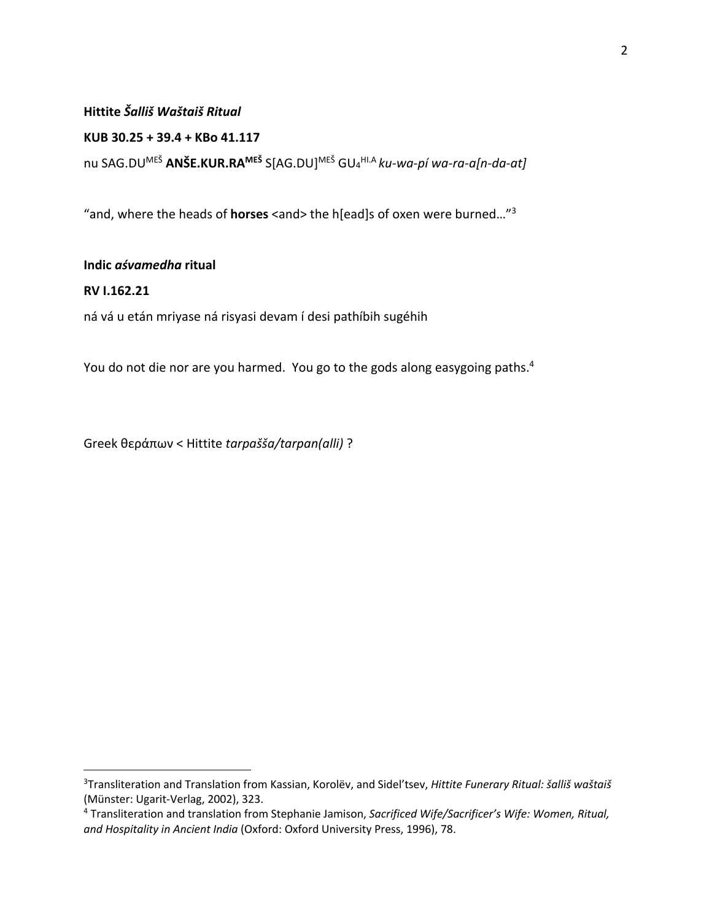**Hittite *Šalliš Waštaiš Ritual***

**KUB 30.25 + 39.4 + KBo 41.117**

nu SAG.DU$^{MEŠ}$ **ANŠE.KUR.RA$^{MEŠ}$** S[AG.DU]$^{MEŠ}$ GU$_4$$^{HI.A}$ *ku-wa-pí wa-ra-a[n-da-at]*

“and, where the heads of **horses** <and> the h[ead]s of oxen were burned…”[3]

**Indic *aśvamedha* ritual**

**RV I.162.21**

ná vá u etán mriyase ná risyasi devam í desi pathíbih sugéhih

You do not die nor are you harmed. You go to the gods along easygoing paths.[4]

Greek θεράπων < Hittite *tarpašša/tarpan(alli)* ?

---

[3] Transliteration and Translation from Kassian, Korolëv, and Sidel’tsev, *Hittite Funerary Ritual: šalliš waštaiš* (Münster: Ugarit-Verlag, 2002), 323.

[4] Transliteration and translation from Stephanie Jamison, *Sacrificed Wife/Sacrificer’s Wife: Women, Ritual, and Hospitality in Ancient India* (Oxford: Oxford University Press, 1996), 78.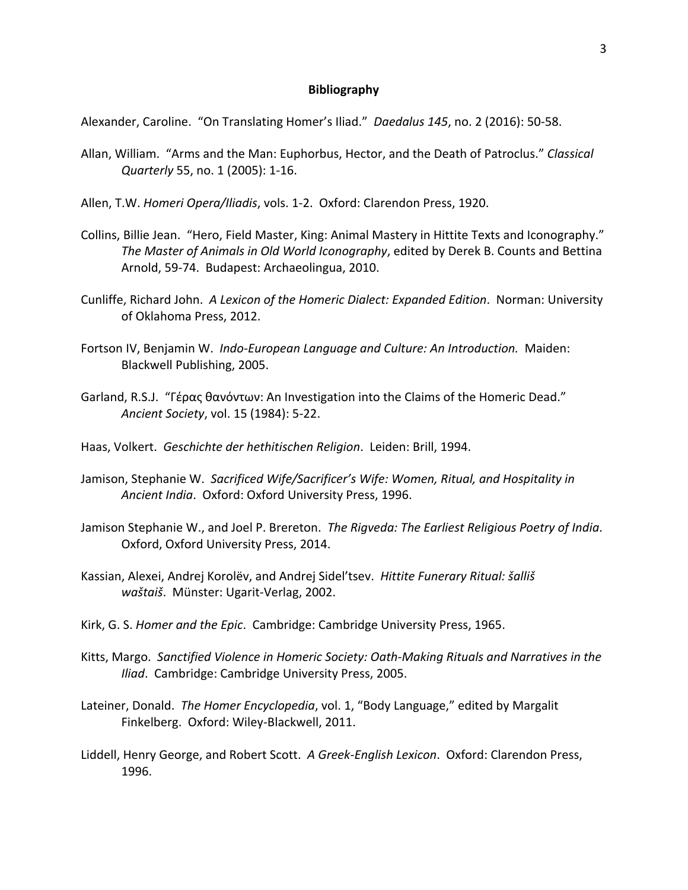**Bibliography**

Alexander, Caroline. "On Translating Homer's Iliad." *Daedalus 145*, no. 2 (2016): 50-58.

Allan, William. "Arms and the Man: Euphorbus, Hector, and the Death of Patroclus." *Classical Quarterly* 55, no. 1 (2005): 1-16.

Allen, T.W. *Homeri Opera/Iliadis*, vols. 1-2. Oxford: Clarendon Press, 1920.

Collins, Billie Jean. "Hero, Field Master, King: Animal Mastery in Hittite Texts and Iconography." *The Master of Animals in Old World Iconography*, edited by Derek B. Counts and Bettina Arnold, 59-74. Budapest: Archaeolingua, 2010.

Cunliffe, Richard John. *A Lexicon of the Homeric Dialect: Expanded Edition*. Norman: University of Oklahoma Press, 2012.

Fortson IV, Benjamin W. *Indo-European Language and Culture: An Introduction.* Maiden: Blackwell Publishing, 2005.

Garland, R.S.J. "Γέρας θανόντων: An Investigation into the Claims of the Homeric Dead." *Ancient Society*, vol. 15 (1984): 5-22.

Haas, Volkert. *Geschichte der hethitischen Religion*. Leiden: Brill, 1994.

Jamison, Stephanie W. *Sacrificed Wife/Sacrificer's Wife: Women, Ritual, and Hospitality in Ancient India*. Oxford: Oxford University Press, 1996.

Jamison Stephanie W., and Joel P. Brereton. *The Rigveda: The Earliest Religious Poetry of India*. Oxford, Oxford University Press, 2014.

Kassian, Alexei, Andrej Korolëv, and Andrej Sidel'tsev. *Hittite Funerary Ritual: šalliš waštaiš*. Münster: Ugarit-Verlag, 2002.

Kirk, G. S. *Homer and the Epic*. Cambridge: Cambridge University Press, 1965.

Kitts, Margo. *Sanctified Violence in Homeric Society: Oath-Making Rituals and Narratives in the Iliad*. Cambridge: Cambridge University Press, 2005.

Lateiner, Donald. *The Homer Encyclopedia*, vol. 1, "Body Language," edited by Margalit Finkelberg. Oxford: Wiley-Blackwell, 2011.

Liddell, Henry George, and Robert Scott. *A Greek-English Lexicon*. Oxford: Clarendon Press, 1996.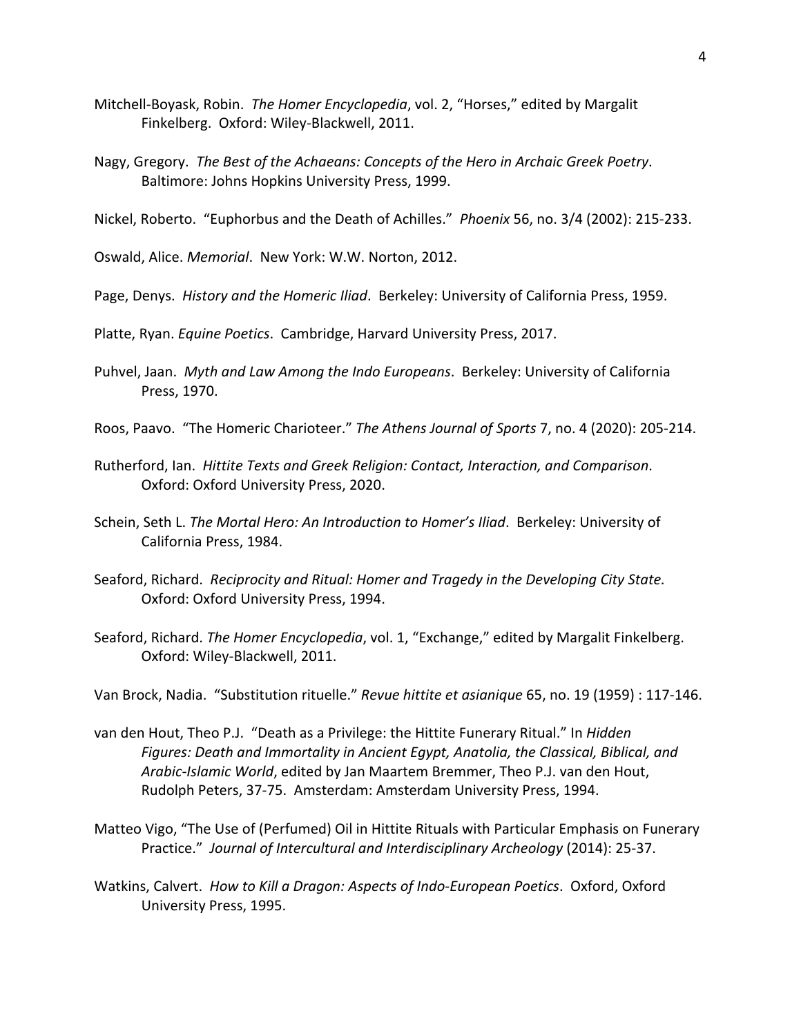Mitchell-Boyask, Robin. *The Homer Encyclopedia*, vol. 2, "Horses," edited by Margalit Finkelberg. Oxford: Wiley-Blackwell, 2011.

Nagy, Gregory. *The Best of the Achaeans: Concepts of the Hero in Archaic Greek Poetry*. Baltimore: Johns Hopkins University Press, 1999.

Nickel, Roberto. "Euphorbus and the Death of Achilles." *Phoenix* 56, no. 3/4 (2002): 215-233.

Oswald, Alice. *Memorial*. New York: W.W. Norton, 2012.

Page, Denys. *History and the Homeric Iliad*. Berkeley: University of California Press, 1959.

Platte, Ryan. *Equine Poetics*. Cambridge, Harvard University Press, 2017.

Puhvel, Jaan. *Myth and Law Among the Indo Europeans*. Berkeley: University of California Press, 1970.

Roos, Paavo. "The Homeric Charioteer." *The Athens Journal of Sports* 7, no. 4 (2020): 205-214.

Rutherford, Ian. *Hittite Texts and Greek Religion: Contact, Interaction, and Comparison*. Oxford: Oxford University Press, 2020.

Schein, Seth L. *The Mortal Hero: An Introduction to Homer's Iliad*. Berkeley: University of California Press, 1984.

Seaford, Richard. *Reciprocity and Ritual: Homer and Tragedy in the Developing City State.* Oxford: Oxford University Press, 1994.

Seaford, Richard. *The Homer Encyclopedia*, vol. 1, "Exchange," edited by Margalit Finkelberg. Oxford: Wiley-Blackwell, 2011.

Van Brock, Nadia. "Substitution rituelle." *Revue hittite et asianique* 65, no. 19 (1959) : 117-146.

van den Hout, Theo P.J. "Death as a Privilege: the Hittite Funerary Ritual." In *Hidden Figures: Death and Immortality in Ancient Egypt, Anatolia, the Classical, Biblical, and Arabic-Islamic World*, edited by Jan Maartem Bremmer, Theo P.J. van den Hout, Rudolph Peters, 37-75. Amsterdam: Amsterdam University Press, 1994.

Matteo Vigo, "The Use of (Perfumed) Oil in Hittite Rituals with Particular Emphasis on Funerary Practice." *Journal of Intercultural and Interdisciplinary Archeology* (2014): 25-37.

Watkins, Calvert. *How to Kill a Dragon: Aspects of Indo-European Poetics*. Oxford, Oxford University Press, 1995.